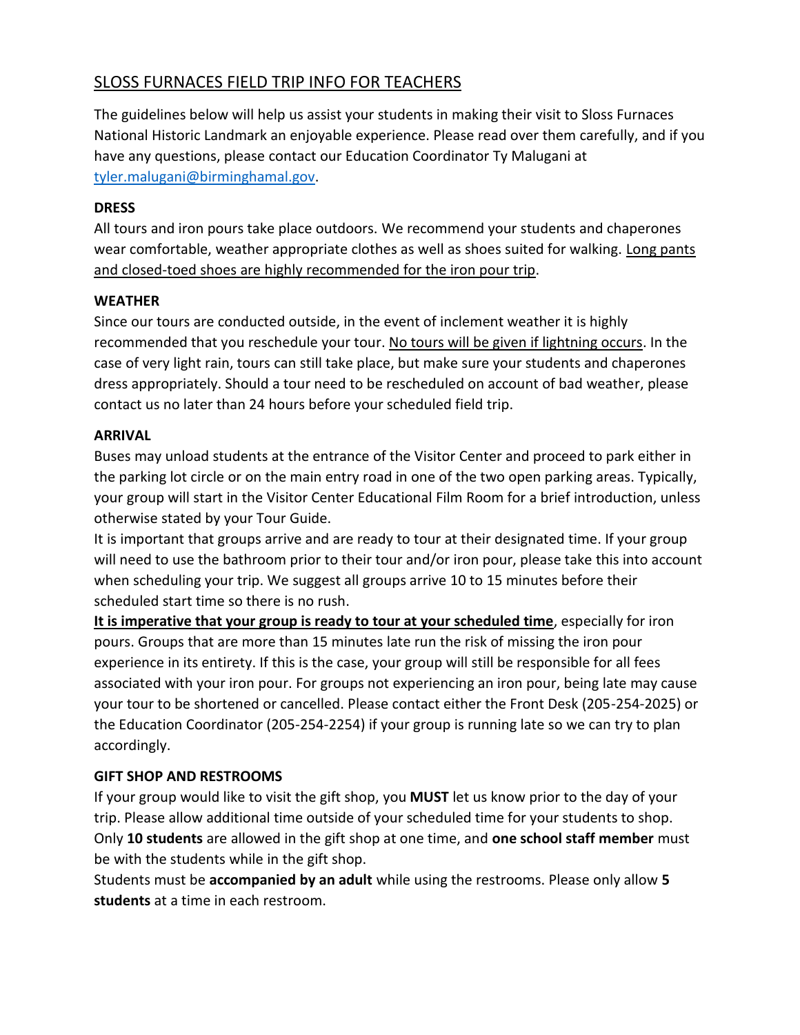# SLOSS FURNACES FIELD TRIP INFO FOR TEACHERS

The guidelines below will help us assist your students in making their visit to Sloss Furnaces National Historic Landmark an enjoyable experience. Please read over them carefully, and if you have any questions, please contact our Education Coordinator Ty Malugani at [tyler.malugani@birminghamal.gov](mailto:tyler.malugani@birminghamal.gov).

**DRESS**

All tours and iron pours take place outdoors. We recommend your students and chaperones wear comfortable, weather appropriate clothes as well as shoes suited for walking. <u>Long pants and closed-toed shoes are highly recommended for the iron pour trip</u>.

**WEATHER**

Since our tours are conducted outside, in the event of inclement weather it is highly recommended that you reschedule your tour. <u>No tours will be given if lightning occurs</u>. In the case of very light rain, tours can still take place, but make sure your students and chaperones dress appropriately. Should a tour need to be rescheduled on account of bad weather, please contact us no later than 24 hours before your scheduled field trip.

**ARRIVAL**

Buses may unload students at the entrance of the Visitor Center and proceed to park either in the parking lot circle or on the main entry road in one of the two open parking areas. Typically, your group will start in the Visitor Center Educational Film Room for a brief introduction, unless otherwise stated by your Tour Guide.

It is important that groups arrive and are ready to tour at their designated time. If your group will need to use the bathroom prior to their tour and/or iron pour, please take this into account when scheduling your trip. We suggest all groups arrive 10 to 15 minutes before their scheduled start time so there is no rush.

**<u>It is imperative that your group is ready to tour at your scheduled time</u>**, especially for iron pours. Groups that are more than 15 minutes late run the risk of missing the iron pour experience in its entirety. If this is the case, your group will still be responsible for all fees associated with your iron pour. For groups not experiencing an iron pour, being late may cause your tour to be shortened or cancelled. Please contact either the Front Desk (205-254-2025) or the Education Coordinator (205-254-2254) if your group is running late so we can try to plan accordingly.

**GIFT SHOP AND RESTROOMS**

If your group would like to visit the gift shop, you **MUST** let us know prior to the day of your trip. Please allow additional time outside of your scheduled time for your students to shop. Only **10 students** are allowed in the gift shop at one time, and **one school staff member** must be with the students while in the gift shop.

Students must be **accompanied by an adult** while using the restrooms. Please only allow **5 students** at a time in each restroom.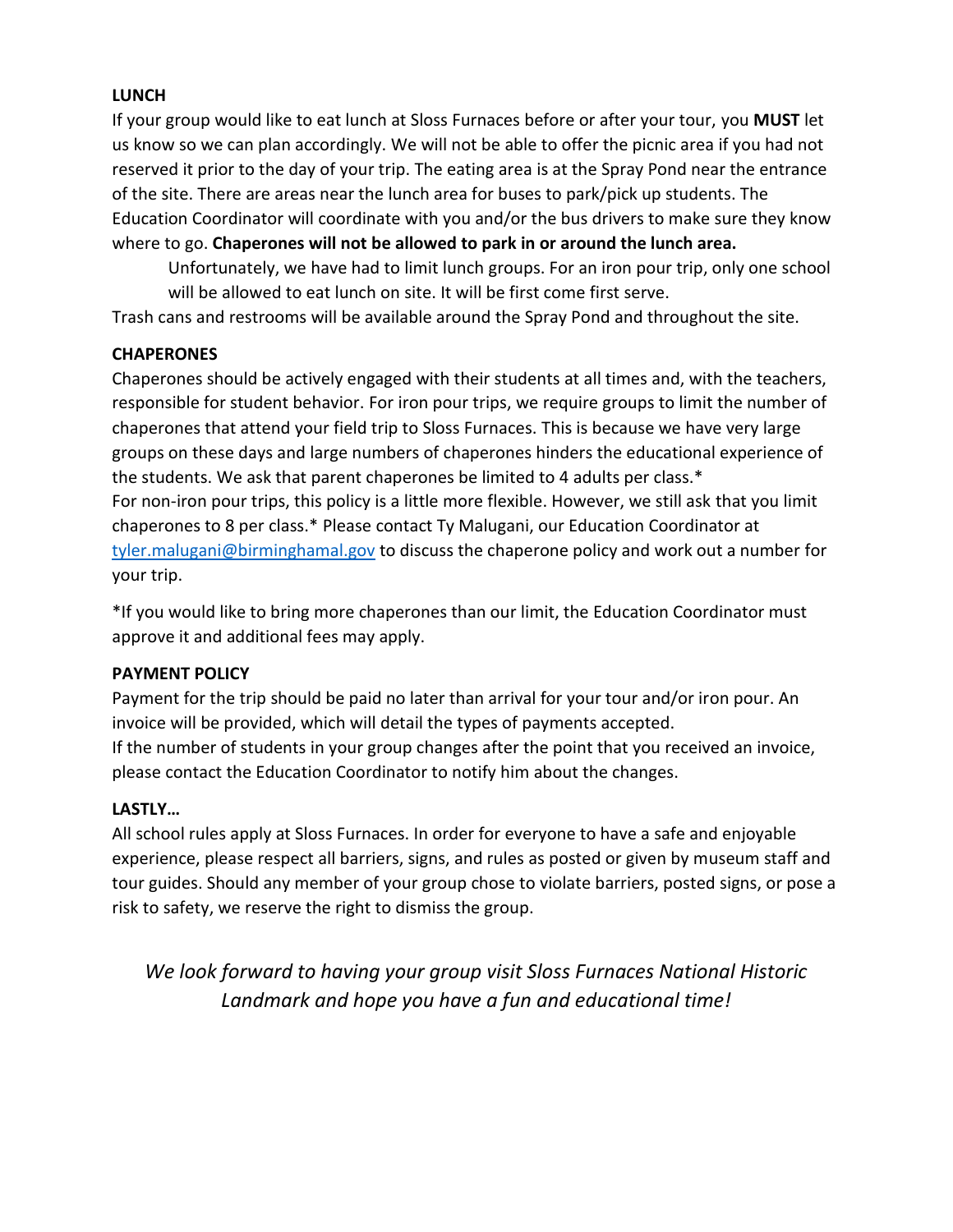**LUNCH**

If your group would like to eat lunch at Sloss Furnaces before or after your tour, you **MUST** let us know so we can plan accordingly. We will not be able to offer the picnic area if you had not reserved it prior to the day of your trip. The eating area is at the Spray Pond near the entrance of the site. There are areas near the lunch area for buses to park/pick up students. The Education Coordinator will coordinate with you and/or the bus drivers to make sure they know where to go. **Chaperones will not be allowed to park in or around the lunch area.**

> Unfortunately, we have had to limit lunch groups. For an iron pour trip, only one school will be allowed to eat lunch on site. It will be first come first serve.

Trash cans and restrooms will be available around the Spray Pond and throughout the site.

**CHAPERONES**

Chaperones should be actively engaged with their students at all times and, with the teachers, responsible for student behavior. For iron pour trips, we require groups to limit the number of chaperones that attend your field trip to Sloss Furnaces. This is because we have very large groups on these days and large numbers of chaperones hinders the educational experience of the students. We ask that parent chaperones be limited to 4 adults per class.*
For non-iron pour trips, this policy is a little more flexible. However, we still ask that you limit chaperones to 8 per class.* Please contact Ty Malugani, our Education Coordinator at tyler.malugani@birminghamal.gov to discuss the chaperone policy and work out a number for your trip.

*If you would like to bring more chaperones than our limit, the Education Coordinator must approve it and additional fees may apply.

**PAYMENT POLICY**

Payment for the trip should be paid no later than arrival for your tour and/or iron pour. An invoice will be provided, which will detail the types of payments accepted.
If the number of students in your group changes after the point that you received an invoice, please contact the Education Coordinator to notify him about the changes.

**LASTLY…**

All school rules apply at Sloss Furnaces. In order for everyone to have a safe and enjoyable experience, please respect all barriers, signs, and rules as posted or given by museum staff and tour guides. Should any member of your group chose to violate barriers, posted signs, or pose a risk to safety, we reserve the right to dismiss the group.

*We look forward to having your group visit Sloss Furnaces National Historic Landmark and hope you have a fun and educational time!*